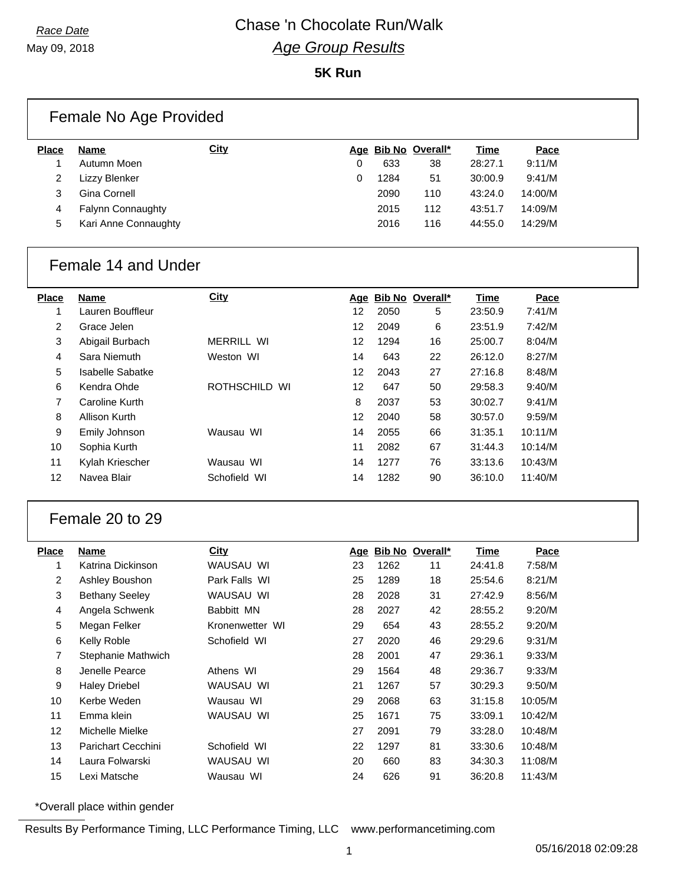*Race Date*

May 09, 2018

# Chase 'n Chocolate Run/Walk

## *Age Group Results*

**5K Run**

## Female No Age Provided

| Place | Name | City | Age | Bib No | Overall* | Time | Pace |
|---|---|---|---|---|---|---|---|
| 1 | Autumn Moen | | 0 | 633 | 38 | 28:27.1 | 9:11/M |
| 2 | Lizzy Blenker | | 0 | 1284 | 51 | 30:00.9 | 9:41/M |
| 3 | Gina Cornell | | | 2090 | 110 | 43:24.0 | 14:00/M |
| 4 | Falynn Connaughty | | | 2015 | 112 | 43:51.7 | 14:09/M |
| 5 | Kari Anne Connaughty | | | 2016 | 116 | 44:55.0 | 14:29/M |

## Female 14 and Under

| Place | Name | City | Age | Bib No | Overall* | Time | Pace |
|---|---|---|---|---|---|---|---|
| 1 | Lauren Bouffleur | | 12 | 2050 | 5 | 23:50.9 | 7:41/M |
| 2 | Grace Jelen | | 12 | 2049 | 6 | 23:51.9 | 7:42/M |
| 3 | Abigail Burbach | MERRILL WI | 12 | 1294 | 16 | 25:00.7 | 8:04/M |
| 4 | Sara Niemuth | Weston WI | 14 | 643 | 22 | 26:12.0 | 8:27/M |
| 5 | Isabelle Sabatke | | 12 | 2043 | 27 | 27:16.8 | 8:48/M |
| 6 | Kendra Ohde | ROTHSCHILD WI | 12 | 647 | 50 | 29:58.3 | 9:40/M |
| 7 | Caroline Kurth | | 8 | 2037 | 53 | 30:02.7 | 9:41/M |
| 8 | Allison Kurth | | 12 | 2040 | 58 | 30:57.0 | 9:59/M |
| 9 | Emily Johnson | Wausau WI | 14 | 2055 | 66 | 31:35.1 | 10:11/M |
| 10 | Sophia Kurth | | 11 | 2082 | 67 | 31:44.3 | 10:14/M |
| 11 | Kylah Kriescher | Wausau WI | 14 | 1277 | 76 | 33:13.6 | 10:43/M |
| 12 | Navea Blair | Schofield WI | 14 | 1282 | 90 | 36:10.0 | 11:40/M |

## Female 20 to 29

| Place | Name | City | Age | Bib No | Overall* | Time | Pace |
|---|---|---|---|---|---|---|---|
| 1 | Katrina Dickinson | WAUSAU WI | 23 | 1262 | 11 | 24:41.8 | 7:58/M |
| 2 | Ashley Boushon | Park Falls WI | 25 | 1289 | 18 | 25:54.6 | 8:21/M |
| 3 | Bethany Seeley | WAUSAU WI | 28 | 2028 | 31 | 27:42.9 | 8:56/M |
| 4 | Angela Schwenk | Babbitt MN | 28 | 2027 | 42 | 28:55.2 | 9:20/M |
| 5 | Megan Felker | Kronenwetter WI | 29 | 654 | 43 | 28:55.2 | 9:20/M |
| 6 | Kelly Roble | Schofield WI | 27 | 2020 | 46 | 29:29.6 | 9:31/M |
| 7 | Stephanie Mathwich | | 28 | 2001 | 47 | 29:36.1 | 9:33/M |
| 8 | Jenelle Pearce | Athens WI | 29 | 1564 | 48 | 29:36.7 | 9:33/M |
| 9 | Haley Driebel | WAUSAU WI | 21 | 1267 | 57 | 30:29.3 | 9:50/M |
| 10 | Kerbe Weden | Wausau WI | 29 | 2068 | 63 | 31:15.8 | 10:05/M |
| 11 | Emma klein | WAUSAU WI | 25 | 1671 | 75 | 33:09.1 | 10:42/M |
| 12 | Michelle Mielke | | 27 | 2091 | 79 | 33:28.0 | 10:48/M |
| 13 | Parichart Cecchini | Schofield WI | 22 | 1297 | 81 | 33:30.6 | 10:48/M |
| 14 | Laura Folwarski | WAUSAU WI | 20 | 660 | 83 | 34:30.3 | 11:08/M |
| 15 | Lexi Matsche | Wausau WI | 24 | 626 | 91 | 36:20.8 | 11:43/M |

*Overall place within gender

Results By Performance Timing, LLC Performance Timing, LLC www.performancetiming.com

05/16/2018 02:09:28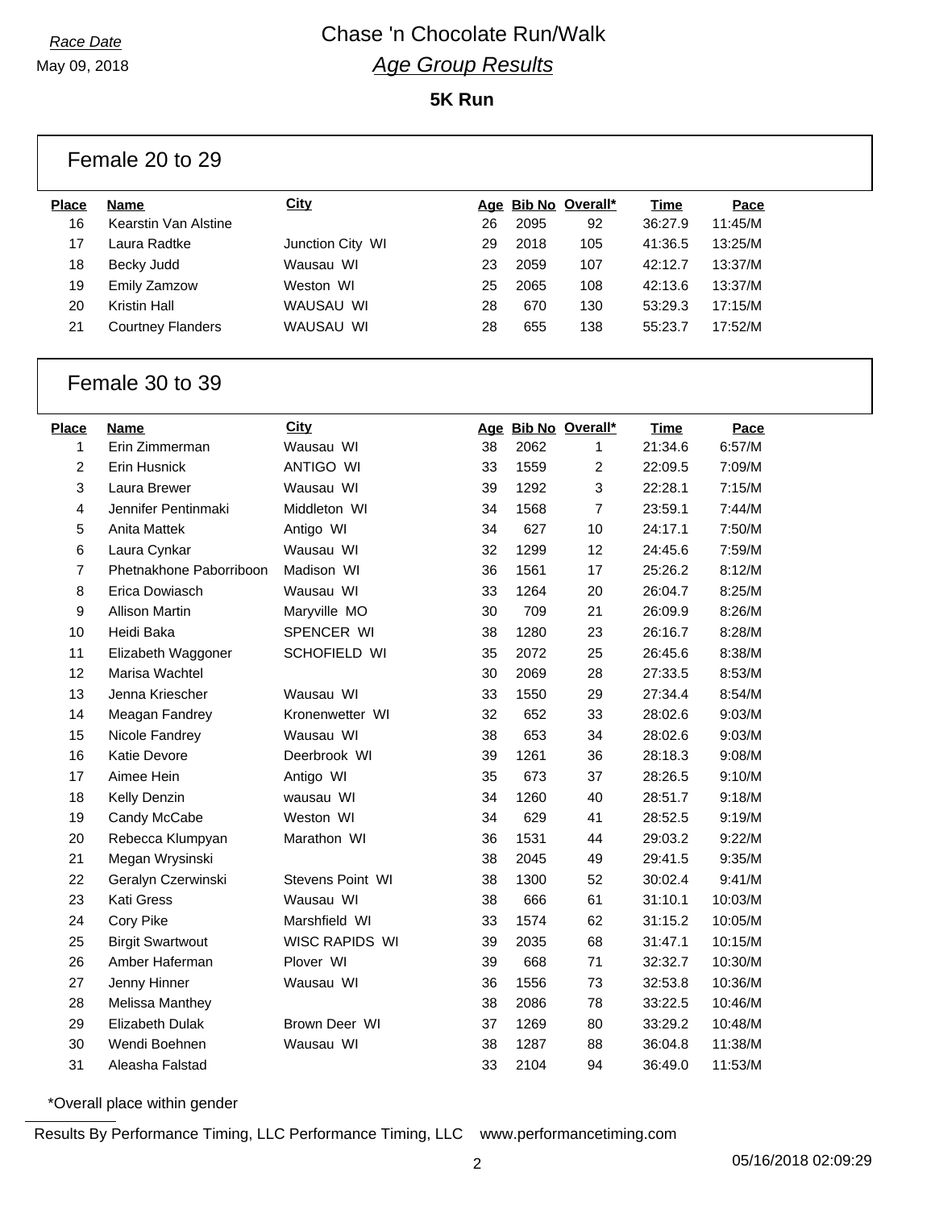# Chase 'n Chocolate Run/Walk

*Race Date*
May 09, 2018

*Age Group Results*

**5K Run**

## Female 20 to 29

| Place | Name | City | Age | Bib No | Overall* | Time | Pace |
|---|---|---|---|---|---|---|---|
| 16 | Kearstin Van Alstine | | 26 | 2095 | 92 | 36:27.9 | 11:45/M |
| 17 | Laura Radtke | Junction City WI | 29 | 2018 | 105 | 41:36.5 | 13:25/M |
| 18 | Becky Judd | Wausau WI | 23 | 2059 | 107 | 42:12.7 | 13:37/M |
| 19 | Emily Zamzow | Weston WI | 25 | 2065 | 108 | 42:13.6 | 13:37/M |
| 20 | Kristin Hall | WAUSAU WI | 28 | 670 | 130 | 53:29.3 | 17:15/M |
| 21 | Courtney Flanders | WAUSAU WI | 28 | 655 | 138 | 55:23.7 | 17:52/M |

## Female 30 to 39

| Place | Name | City | Age | Bib No | Overall* | Time | Pace |
|---|---|---|---|---|---|---|---|
| 1 | Erin Zimmerman | Wausau WI | 38 | 2062 | 1 | 21:34.6 | 6:57/M |
| 2 | Erin Husnick | ANTIGO WI | 33 | 1559 | 2 | 22:09.5 | 7:09/M |
| 3 | Laura Brewer | Wausau WI | 39 | 1292 | 3 | 22:28.1 | 7:15/M |
| 4 | Jennifer Pentinmaki | Middleton WI | 34 | 1568 | 7 | 23:59.1 | 7:44/M |
| 5 | Anita Mattek | Antigo WI | 34 | 627 | 10 | 24:17.1 | 7:50/M |
| 6 | Laura Cynkar | Wausau WI | 32 | 1299 | 12 | 24:45.6 | 7:59/M |
| 7 | Phetnakhone Paborriboon | Madison WI | 36 | 1561 | 17 | 25:26.2 | 8:12/M |
| 8 | Erica Dowiasch | Wausau WI | 33 | 1264 | 20 | 26:04.7 | 8:25/M |
| 9 | Allison Martin | Maryville MO | 30 | 709 | 21 | 26:09.9 | 8:26/M |
| 10 | Heidi Baka | SPENCER WI | 38 | 1280 | 23 | 26:16.7 | 8:28/M |
| 11 | Elizabeth Waggoner | SCHOFIELD WI | 35 | 2072 | 25 | 26:45.6 | 8:38/M |
| 12 | Marisa Wachtel | | 30 | 2069 | 28 | 27:33.5 | 8:53/M |
| 13 | Jenna Kriescher | Wausau WI | 33 | 1550 | 29 | 27:34.4 | 8:54/M |
| 14 | Meagan Fandrey | Kronenwetter WI | 32 | 652 | 33 | 28:02.6 | 9:03/M |
| 15 | Nicole Fandrey | Wausau WI | 38 | 653 | 34 | 28:02.6 | 9:03/M |
| 16 | Katie Devore | Deerbrook WI | 39 | 1261 | 36 | 28:18.3 | 9:08/M |
| 17 | Aimee Hein | Antigo WI | 35 | 673 | 37 | 28:26.5 | 9:10/M |
| 18 | Kelly Denzin | wausau WI | 34 | 1260 | 40 | 28:51.7 | 9:18/M |
| 19 | Candy McCabe | Weston WI | 34 | 629 | 41 | 28:52.5 | 9:19/M |
| 20 | Rebecca Klumpyan | Marathon WI | 36 | 1531 | 44 | 29:03.2 | 9:22/M |
| 21 | Megan Wrysinski | | 38 | 2045 | 49 | 29:41.5 | 9:35/M |
| 22 | Geralyn Czerwinski | Stevens Point WI | 38 | 1300 | 52 | 30:02.4 | 9:41/M |
| 23 | Kati Gress | Wausau WI | 38 | 666 | 61 | 31:10.1 | 10:03/M |
| 24 | Cory Pike | Marshfield WI | 33 | 1574 | 62 | 31:15.2 | 10:05/M |
| 25 | Birgit Swartwout | WISC RAPIDS WI | 39 | 2035 | 68 | 31:47.1 | 10:15/M |
| 26 | Amber Haferman | Plover WI | 39 | 668 | 71 | 32:32.7 | 10:30/M |
| 27 | Jenny Hinner | Wausau WI | 36 | 1556 | 73 | 32:53.8 | 10:36/M |
| 28 | Melissa Manthey | | 38 | 2086 | 78 | 33:22.5 | 10:46/M |
| 29 | Elizabeth Dulak | Brown Deer WI | 37 | 1269 | 80 | 33:29.2 | 10:48/M |
| 30 | Wendi Boehnen | Wausau WI | 38 | 1287 | 88 | 36:04.8 | 11:38/M |
| 31 | Aleasha Falstad | | 33 | 2104 | 94 | 36:49.0 | 11:53/M |

*Overall place within gender

Results By Performance Timing, LLC Performance Timing, LLC www.performancetiming.com

05/16/2018 02:09:29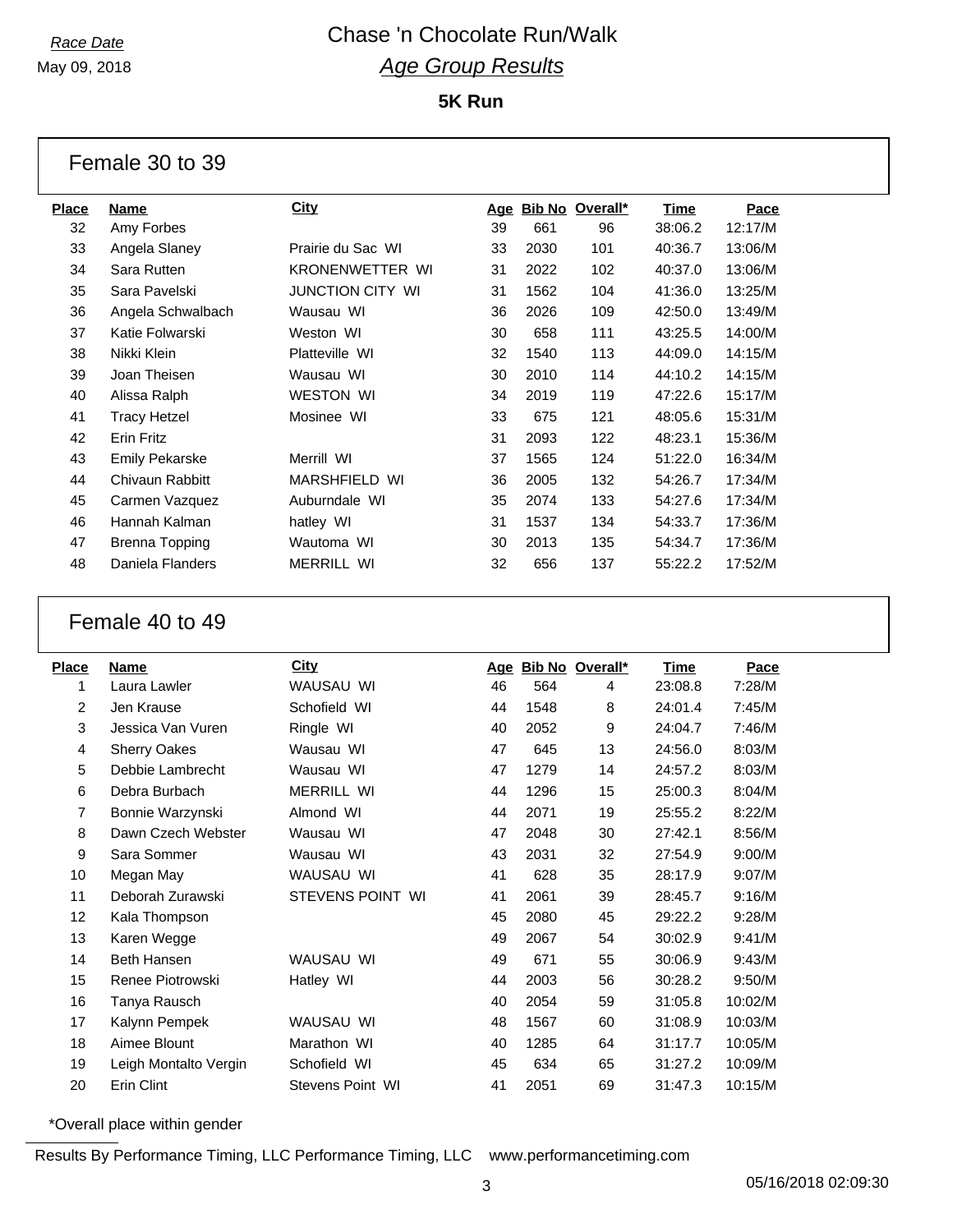*Race Date*
May 09, 2018

# Chase 'n Chocolate Run/Walk

## *Age Group Results*

### 5K Run

## Female 30 to 39

| Place | Name | City | Age | Bib No | Overall* | Time | Pace |
|---|---|---|---|---|---|---|---|
| 32 | Amy Forbes | | 39 | 661 | 96 | 38:06.2 | 12:17/M |
| 33 | Angela Slaney | Prairie du Sac WI | 33 | 2030 | 101 | 40:36.7 | 13:06/M |
| 34 | Sara Rutten | KRONENWETTER WI | 31 | 2022 | 102 | 40:37.0 | 13:06/M |
| 35 | Sara Pavelski | JUNCTION CITY WI | 31 | 1562 | 104 | 41:36.0 | 13:25/M |
| 36 | Angela Schwalbach | Wausau WI | 36 | 2026 | 109 | 42:50.0 | 13:49/M |
| 37 | Katie Folwarski | Weston WI | 30 | 658 | 111 | 43:25.5 | 14:00/M |
| 38 | Nikki Klein | Platteville WI | 32 | 1540 | 113 | 44:09.0 | 14:15/M |
| 39 | Joan Theisen | Wausau WI | 30 | 2010 | 114 | 44:10.2 | 14:15/M |
| 40 | Alissa Ralph | WESTON WI | 34 | 2019 | 119 | 47:22.6 | 15:17/M |
| 41 | Tracy Hetzel | Mosinee WI | 33 | 675 | 121 | 48:05.6 | 15:31/M |
| 42 | Erin Fritz | | 31 | 2093 | 122 | 48:23.1 | 15:36/M |
| 43 | Emily Pekarske | Merrill WI | 37 | 1565 | 124 | 51:22.0 | 16:34/M |
| 44 | Chivaun Rabbitt | MARSHFIELD WI | 36 | 2005 | 132 | 54:26.7 | 17:34/M |
| 45 | Carmen Vazquez | Auburndale WI | 35 | 2074 | 133 | 54:27.6 | 17:34/M |
| 46 | Hannah Kalman | hatley WI | 31 | 1537 | 134 | 54:33.7 | 17:36/M |
| 47 | Brenna Topping | Wautoma WI | 30 | 2013 | 135 | 54:34.7 | 17:36/M |
| 48 | Daniela Flanders | MERRILL WI | 32 | 656 | 137 | 55:22.2 | 17:52/M |

## Female 40 to 49

| Place | Name | City | Age | Bib No | Overall* | Time | Pace |
|---|---|---|---|---|---|---|---|
| 1 | Laura Lawler | WAUSAU WI | 46 | 564 | 4 | 23:08.8 | 7:28/M |
| 2 | Jen Krause | Schofield WI | 44 | 1548 | 8 | 24:01.4 | 7:45/M |
| 3 | Jessica Van Vuren | Ringle WI | 40 | 2052 | 9 | 24:04.7 | 7:46/M |
| 4 | Sherry Oakes | Wausau WI | 47 | 645 | 13 | 24:56.0 | 8:03/M |
| 5 | Debbie Lambrecht | Wausau WI | 47 | 1279 | 14 | 24:57.2 | 8:03/M |
| 6 | Debra Burbach | MERRILL WI | 44 | 1296 | 15 | 25:00.3 | 8:04/M |
| 7 | Bonnie Warzynski | Almond WI | 44 | 2071 | 19 | 25:55.2 | 8:22/M |
| 8 | Dawn Czech Webster | Wausau WI | 47 | 2048 | 30 | 27:42.1 | 8:56/M |
| 9 | Sara Sommer | Wausau WI | 43 | 2031 | 32 | 27:54.9 | 9:00/M |
| 10 | Megan May | WAUSAU WI | 41 | 628 | 35 | 28:17.9 | 9:07/M |
| 11 | Deborah Zurawski | STEVENS POINT WI | 41 | 2061 | 39 | 28:45.7 | 9:16/M |
| 12 | Kala Thompson | | 45 | 2080 | 45 | 29:22.2 | 9:28/M |
| 13 | Karen Wegge | | 49 | 2067 | 54 | 30:02.9 | 9:41/M |
| 14 | Beth Hansen | WAUSAU WI | 49 | 671 | 55 | 30:06.9 | 9:43/M |
| 15 | Renee Piotrowski | Hatley WI | 44 | 2003 | 56 | 30:28.2 | 9:50/M |
| 16 | Tanya Rausch | | 40 | 2054 | 59 | 31:05.8 | 10:02/M |
| 17 | Kalynn Pempek | WAUSAU WI | 48 | 1567 | 60 | 31:08.9 | 10:03/M |
| 18 | Aimee Blount | Marathon WI | 40 | 1285 | 64 | 31:17.7 | 10:05/M |
| 19 | Leigh Montalto Vergin | Schofield WI | 45 | 634 | 65 | 31:27.2 | 10:09/M |
| 20 | Erin Clint | Stevens Point WI | 41 | 2051 | 69 | 31:47.3 | 10:15/M |

*Overall place within gender

Results By Performance Timing, LLC Performance Timing, LLC www.performancetiming.com

05/16/2018 02:09:30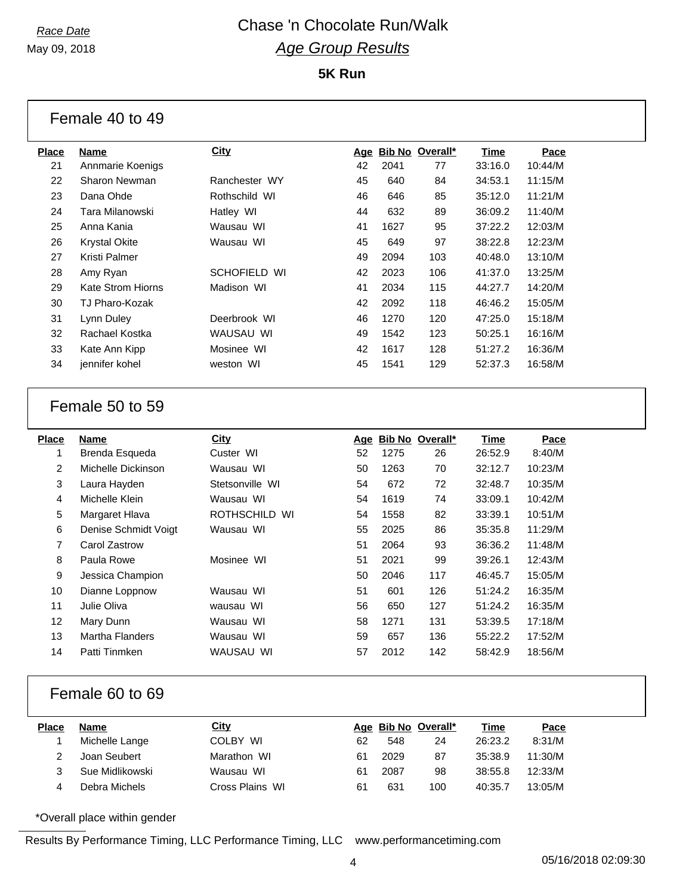Race Date
May 09, 2018

# Chase 'n Chocolate Run/Walk

## *Age Group Results*

**5K Run**

### Female 40 to 49

| Place | Name | City | Age | Bib No | Overall* | Time | Pace |
|---|---|---|---|---|---|---|---|
| 21 | Annmarie Koenigs | | 42 | 2041 | 77 | 33:16.0 | 10:44/M |
| 22 | Sharon Newman | Ranchester WY | 45 | 640 | 84 | 34:53.1 | 11:15/M |
| 23 | Dana Ohde | Rothschild WI | 46 | 646 | 85 | 35:12.0 | 11:21/M |
| 24 | Tara Milanowski | Hatley WI | 44 | 632 | 89 | 36:09.2 | 11:40/M |
| 25 | Anna Kania | Wausau WI | 41 | 1627 | 95 | 37:22.2 | 12:03/M |
| 26 | Krystal Okite | Wausau WI | 45 | 649 | 97 | 38:22.8 | 12:23/M |
| 27 | Kristi Palmer | | 49 | 2094 | 103 | 40:48.0 | 13:10/M |
| 28 | Amy Ryan | SCHOFIELD WI | 42 | 2023 | 106 | 41:37.0 | 13:25/M |
| 29 | Kate Strom Hiorns | Madison WI | 41 | 2034 | 115 | 44:27.7 | 14:20/M |
| 30 | TJ Pharo-Kozak | | 42 | 2092 | 118 | 46:46.2 | 15:05/M |
| 31 | Lynn Duley | Deerbrook WI | 46 | 1270 | 120 | 47:25.0 | 15:18/M |
| 32 | Rachael Kostka | WAUSAU WI | 49 | 1542 | 123 | 50:25.1 | 16:16/M |
| 33 | Kate Ann Kipp | Mosinee WI | 42 | 1617 | 128 | 51:27.2 | 16:36/M |
| 34 | jennifer kohel | weston WI | 45 | 1541 | 129 | 52:37.3 | 16:58/M |

### Female 50 to 59

| Place | Name | City | Age | Bib No | Overall* | Time | Pace |
|---|---|---|---|---|---|---|---|
| 1 | Brenda Esqueda | Custer WI | 52 | 1275 | 26 | 26:52.9 | 8:40/M |
| 2 | Michelle Dickinson | Wausau WI | 50 | 1263 | 70 | 32:12.7 | 10:23/M |
| 3 | Laura Hayden | Stetsonville WI | 54 | 672 | 72 | 32:48.7 | 10:35/M |
| 4 | Michelle Klein | Wausau WI | 54 | 1619 | 74 | 33:09.1 | 10:42/M |
| 5 | Margaret Hlava | ROTHSCHILD WI | 54 | 1558 | 82 | 33:39.1 | 10:51/M |
| 6 | Denise Schmidt Voigt | Wausau WI | 55 | 2025 | 86 | 35:35.8 | 11:29/M |
| 7 | Carol Zastrow | | 51 | 2064 | 93 | 36:36.2 | 11:48/M |
| 8 | Paula Rowe | Mosinee WI | 51 | 2021 | 99 | 39:26.1 | 12:43/M |
| 9 | Jessica Champion | | 50 | 2046 | 117 | 46:45.7 | 15:05/M |
| 10 | Dianne Loppnow | Wausau WI | 51 | 601 | 126 | 51:24.2 | 16:35/M |
| 11 | Julie Oliva | wausau WI | 56 | 650 | 127 | 51:24.2 | 16:35/M |
| 12 | Mary Dunn | Wausau WI | 58 | 1271 | 131 | 53:39.5 | 17:18/M |
| 13 | Martha Flanders | Wausau WI | 59 | 657 | 136 | 55:22.2 | 17:52/M |
| 14 | Patti Tinmken | WAUSAU WI | 57 | 2012 | 142 | 58:42.9 | 18:56/M |

### Female 60 to 69

| Place | Name | City | Age | Bib No | Overall* | Time | Pace |
|---|---|---|---|---|---|---|---|
| 1 | Michelle Lange | COLBY WI | 62 | 548 | 24 | 26:23.2 | 8:31/M |
| 2 | Joan Seubert | Marathon WI | 61 | 2029 | 87 | 35:38.9 | 11:30/M |
| 3 | Sue Midlikowski | Wausau WI | 61 | 2087 | 98 | 38:55.8 | 12:33/M |
| 4 | Debra Michels | Cross Plains WI | 61 | 631 | 100 | 40:35.7 | 13:05/M |

*Overall place within gender

Results By Performance Timing, LLC Performance Timing, LLC www.performancetiming.com

05/16/2018 02:09:30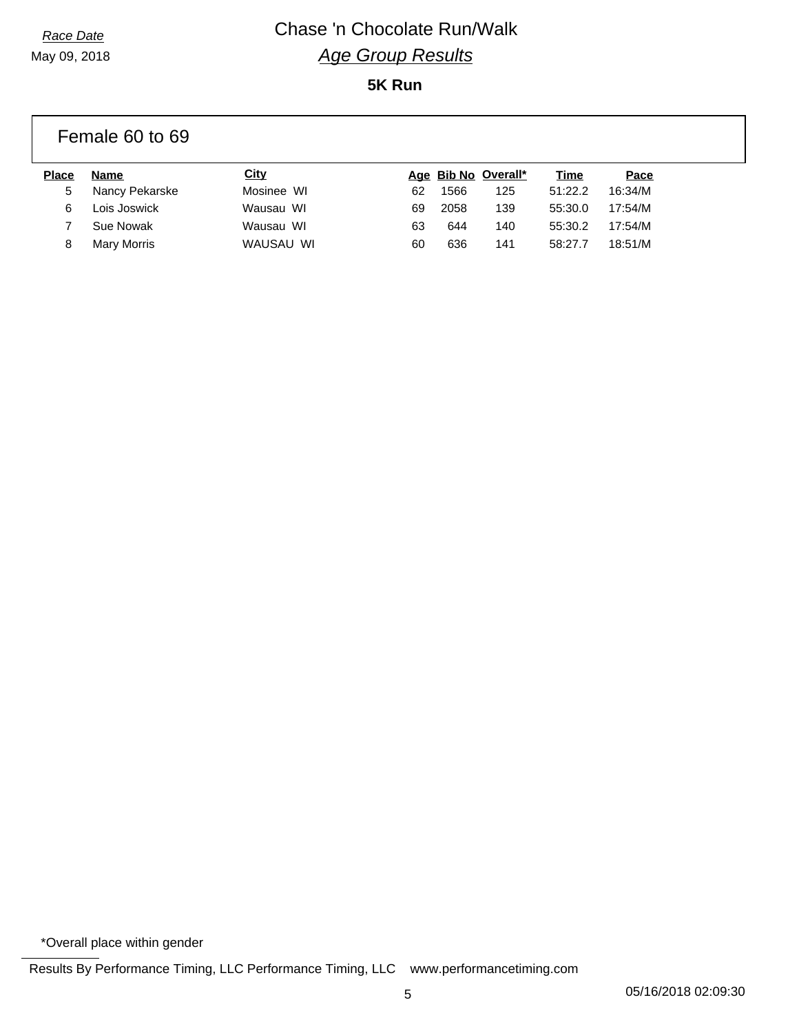*Race Date*

May 09, 2018

# Chase 'n Chocolate Run/Walk

## *Age Group Results*

### 5K Run

### Female 60 to 69

| Place | Name | City | Age | Bib No | Overall* | Time | Pace |
|---|---|---|---|---|---|---|---|
| 5 | Nancy Pekarske | Mosinee WI | 62 | 1566 | 125 | 51:22.2 | 16:34/M |
| 6 | Lois Joswick | Wausau WI | 69 | 2058 | 139 | 55:30.0 | 17:54/M |
| 7 | Sue Nowak | Wausau WI | 63 | 644 | 140 | 55:30.2 | 17:54/M |
| 8 | Mary Morris | WAUSAU WI | 60 | 636 | 141 | 58:27.7 | 18:51/M |

*Overall place within gender

Results By Performance Timing, LLC Performance Timing, LLC www.performancetiming.com

05/16/2018 02:09:30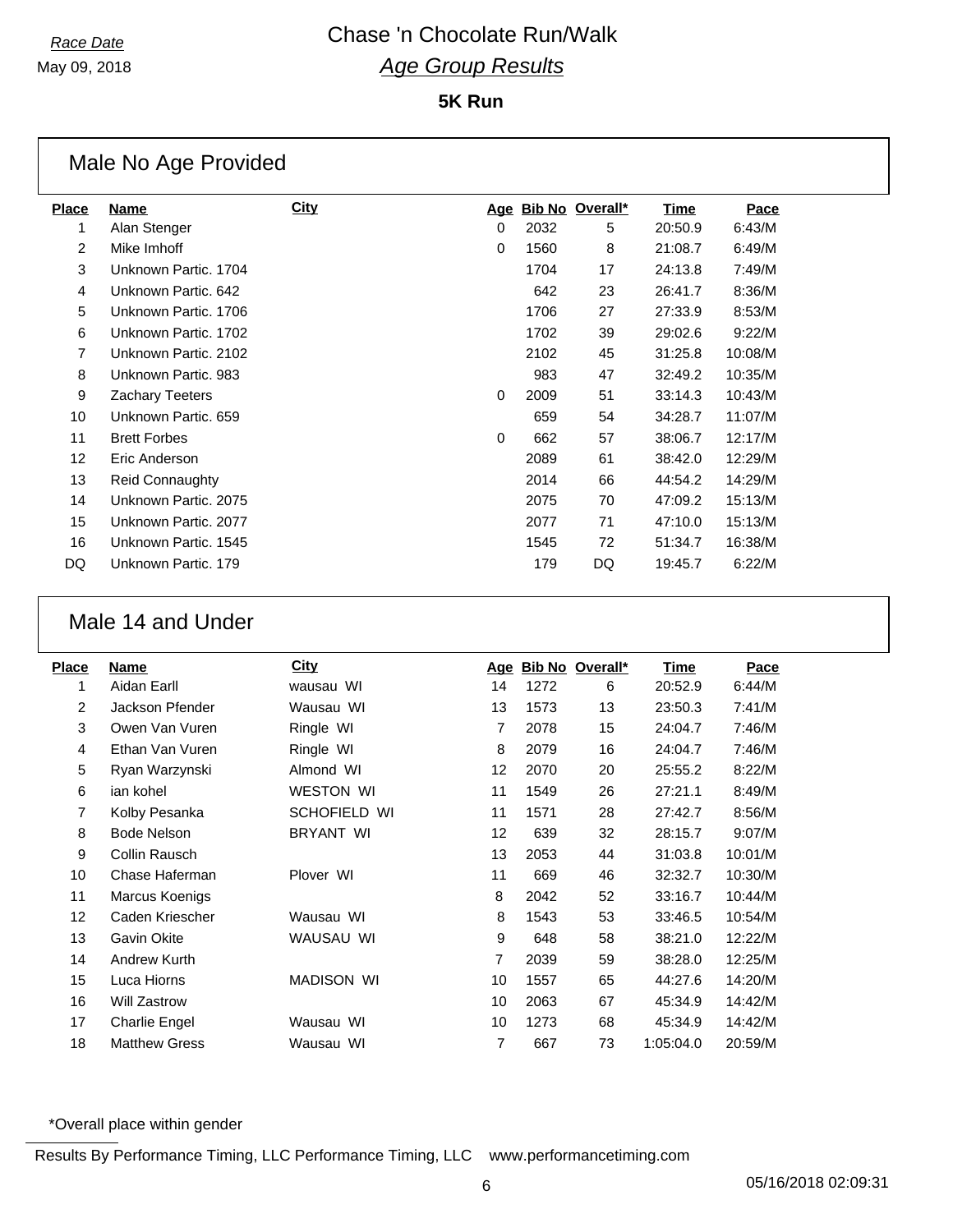*Race Date*

May 09, 2018

# Chase 'n Chocolate Run/Walk

## *Age Group Results*

### 5K Run

## Male No Age Provided

| Place | Name | City | Age | Bib No | Overall* | Time | Pace |
|---|---|---|---|---|---|---|---|
| 1 | Alan Stenger | | 0 | 2032 | 5 | 20:50.9 | 6:43/M |
| 2 | Mike Imhoff | | 0 | 1560 | 8 | 21:08.7 | 6:49/M |
| 3 | Unknown Partic. 1704 | | | 1704 | 17 | 24:13.8 | 7:49/M |
| 4 | Unknown Partic. 642 | | | 642 | 23 | 26:41.7 | 8:36/M |
| 5 | Unknown Partic. 1706 | | | 1706 | 27 | 27:33.9 | 8:53/M |
| 6 | Unknown Partic. 1702 | | | 1702 | 39 | 29:02.6 | 9:22/M |
| 7 | Unknown Partic. 2102 | | | 2102 | 45 | 31:25.8 | 10:08/M |
| 8 | Unknown Partic. 983 | | | 983 | 47 | 32:49.2 | 10:35/M |
| 9 | Zachary Teeters | | 0 | 2009 | 51 | 33:14.3 | 10:43/M |
| 10 | Unknown Partic. 659 | | | 659 | 54 | 34:28.7 | 11:07/M |
| 11 | Brett Forbes | | 0 | 662 | 57 | 38:06.7 | 12:17/M |
| 12 | Eric Anderson | | | 2089 | 61 | 38:42.0 | 12:29/M |
| 13 | Reid Connaughty | | | 2014 | 66 | 44:54.2 | 14:29/M |
| 14 | Unknown Partic. 2075 | | | 2075 | 70 | 47:09.2 | 15:13/M |
| 15 | Unknown Partic. 2077 | | | 2077 | 71 | 47:10.0 | 15:13/M |
| 16 | Unknown Partic. 1545 | | | 1545 | 72 | 51:34.7 | 16:38/M |
| DQ | Unknown Partic. 179 | | | 179 | DQ | 19:45.7 | 6:22/M |

## Male 14 and Under

| Place | Name | City | Age | Bib No | Overall* | Time | Pace |
|---|---|---|---|---|---|---|---|
| 1 | Aidan Earll | wausau WI | 14 | 1272 | 6 | 20:52.9 | 6:44/M |
| 2 | Jackson Pfender | Wausau WI | 13 | 1573 | 13 | 23:50.3 | 7:41/M |
| 3 | Owen Van Vuren | Ringle WI | 7 | 2078 | 15 | 24:04.7 | 7:46/M |
| 4 | Ethan Van Vuren | Ringle WI | 8 | 2079 | 16 | 24:04.7 | 7:46/M |
| 5 | Ryan Warzynski | Almond WI | 12 | 2070 | 20 | 25:55.2 | 8:22/M |
| 6 | ian kohel | WESTON WI | 11 | 1549 | 26 | 27:21.1 | 8:49/M |
| 7 | Kolby Pesanka | SCHOFIELD WI | 11 | 1571 | 28 | 27:42.7 | 8:56/M |
| 8 | Bode Nelson | BRYANT WI | 12 | 639 | 32 | 28:15.7 | 9:07/M |
| 9 | Collin Rausch | | 13 | 2053 | 44 | 31:03.8 | 10:01/M |
| 10 | Chase Haferman | Plover WI | 11 | 669 | 46 | 32:32.7 | 10:30/M |
| 11 | Marcus Koenigs | | 8 | 2042 | 52 | 33:16.7 | 10:44/M |
| 12 | Caden Kriescher | Wausau WI | 8 | 1543 | 53 | 33:46.5 | 10:54/M |
| 13 | Gavin Okite | WAUSAU WI | 9 | 648 | 58 | 38:21.0 | 12:22/M |
| 14 | Andrew Kurth | | 7 | 2039 | 59 | 38:28.0 | 12:25/M |
| 15 | Luca Hiorns | MADISON WI | 10 | 1557 | 65 | 44:27.6 | 14:20/M |
| 16 | Will Zastrow | | 10 | 2063 | 67 | 45:34.9 | 14:42/M |
| 17 | Charlie Engel | Wausau WI | 10 | 1273 | 68 | 45:34.9 | 14:42/M |
| 18 | Matthew Gress | Wausau WI | 7 | 667 | 73 | 1:05:04.0 | 20:59/M |

*Overall place within gender

Results By Performance Timing, LLC Performance Timing, LLC www.performancetiming.com

05/16/2018 02:09:31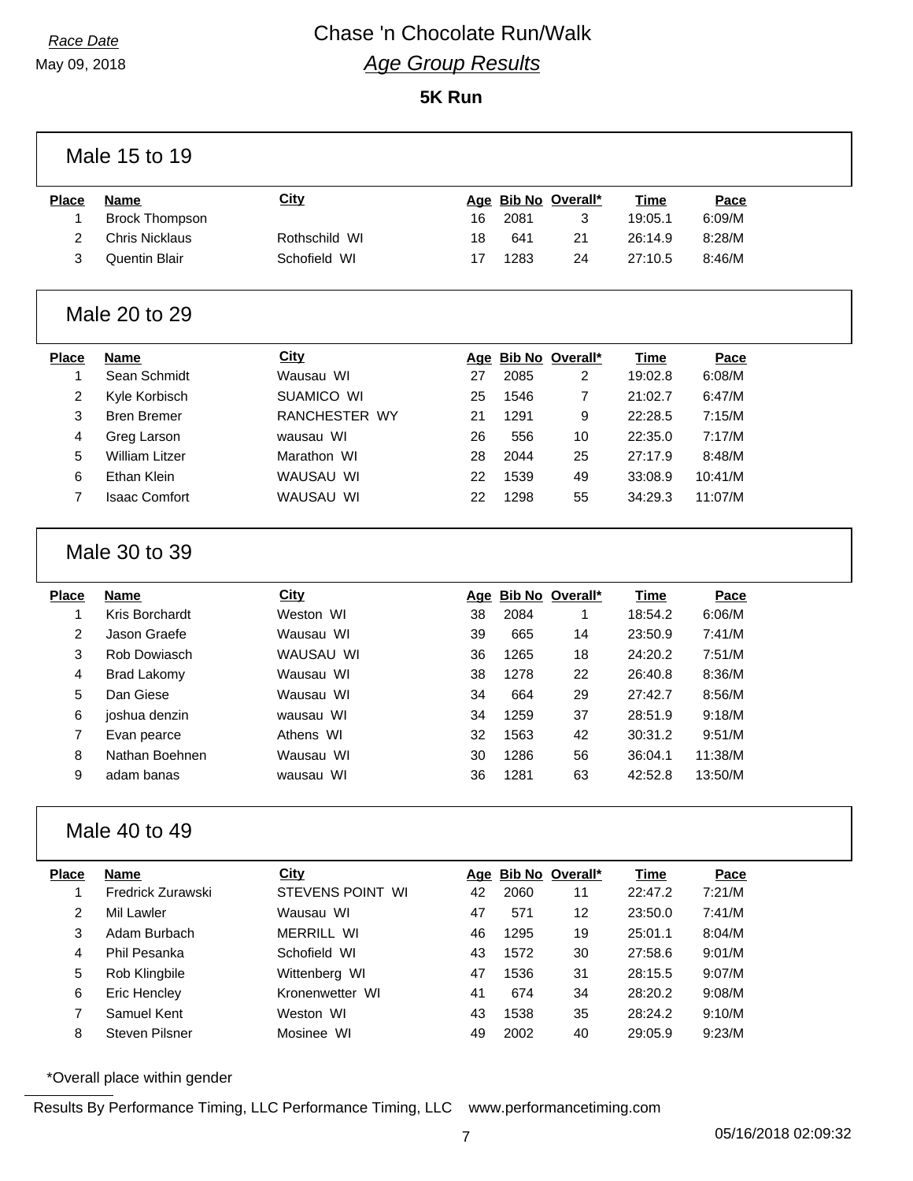# Chase 'n Chocolate Run/Walk

*Race Date*
May 09, 2018

## *Age Group Results*

### 5K Run

#### Male 15 to 19

| Place | Name | City | Age | Bib No | Overall* | Time | Pace |
|---|---|---|---|---|---|---|---|
| 1 | Brock Thompson | | 16 | 2081 | 3 | 19:05.1 | 6:09/M |
| 2 | Chris Nicklaus | Rothschild WI | 18 | 641 | 21 | 26:14.9 | 8:28/M |
| 3 | Quentin Blair | Schofield WI | 17 | 1283 | 24 | 27:10.5 | 8:46/M |

#### Male 20 to 29

| Place | Name | City | Age | Bib No | Overall* | Time | Pace |
|---|---|---|---|---|---|---|---|
| 1 | Sean Schmidt | Wausau WI | 27 | 2085 | 2 | 19:02.8 | 6:08/M |
| 2 | Kyle Korbisch | SUAMICO WI | 25 | 1546 | 7 | 21:02.7 | 6:47/M |
| 3 | Bren Bremer | RANCHESTER WY | 21 | 1291 | 9 | 22:28.5 | 7:15/M |
| 4 | Greg Larson | wausau WI | 26 | 556 | 10 | 22:35.0 | 7:17/M |
| 5 | William Litzer | Marathon WI | 28 | 2044 | 25 | 27:17.9 | 8:48/M |
| 6 | Ethan Klein | WAUSAU WI | 22 | 1539 | 49 | 33:08.9 | 10:41/M |
| 7 | Isaac Comfort | WAUSAU WI | 22 | 1298 | 55 | 34:29.3 | 11:07/M |

#### Male 30 to 39

| Place | Name | City | Age | Bib No | Overall* | Time | Pace |
|---|---|---|---|---|---|---|---|
| 1 | Kris Borchardt | Weston WI | 38 | 2084 | 1 | 18:54.2 | 6:06/M |
| 2 | Jason Graefe | Wausau WI | 39 | 665 | 14 | 23:50.9 | 7:41/M |
| 3 | Rob Dowiasch | WAUSAU WI | 36 | 1265 | 18 | 24:20.2 | 7:51/M |
| 4 | Brad Lakomy | Wausau WI | 38 | 1278 | 22 | 26:40.8 | 8:36/M |
| 5 | Dan Giese | Wausau WI | 34 | 664 | 29 | 27:42.7 | 8:56/M |
| 6 | joshua denzin | wausau WI | 34 | 1259 | 37 | 28:51.9 | 9:18/M |
| 7 | Evan pearce | Athens WI | 32 | 1563 | 42 | 30:31.2 | 9:51/M |
| 8 | Nathan Boehnen | Wausau WI | 30 | 1286 | 56 | 36:04.1 | 11:38/M |
| 9 | adam banas | wausau WI | 36 | 1281 | 63 | 42:52.8 | 13:50/M |

#### Male 40 to 49

| Place | Name | City | Age | Bib No | Overall* | Time | Pace |
|---|---|---|---|---|---|---|---|
| 1 | Fredrick Zurawski | STEVENS POINT WI | 42 | 2060 | 11 | 22:47.2 | 7:21/M |
| 2 | Mil Lawler | Wausau WI | 47 | 571 | 12 | 23:50.0 | 7:41/M |
| 3 | Adam Burbach | MERRILL WI | 46 | 1295 | 19 | 25:01.1 | 8:04/M |
| 4 | Phil Pesanka | Schofield WI | 43 | 1572 | 30 | 27:58.6 | 9:01/M |
| 5 | Rob Klingbile | Wittenberg WI | 47 | 1536 | 31 | 28:15.5 | 9:07/M |
| 6 | Eric Hencley | Kronenwetter WI | 41 | 674 | 34 | 28:20.2 | 9:08/M |
| 7 | Samuel Kent | Weston WI | 43 | 1538 | 35 | 28:24.2 | 9:10/M |
| 8 | Steven Pilsner | Mosinee WI | 49 | 2002 | 40 | 29:05.9 | 9:23/M |

*Overall place within gender

Results By Performance Timing, LLC Performance Timing, LLC www.performancetiming.com

05/16/2018 02:09:32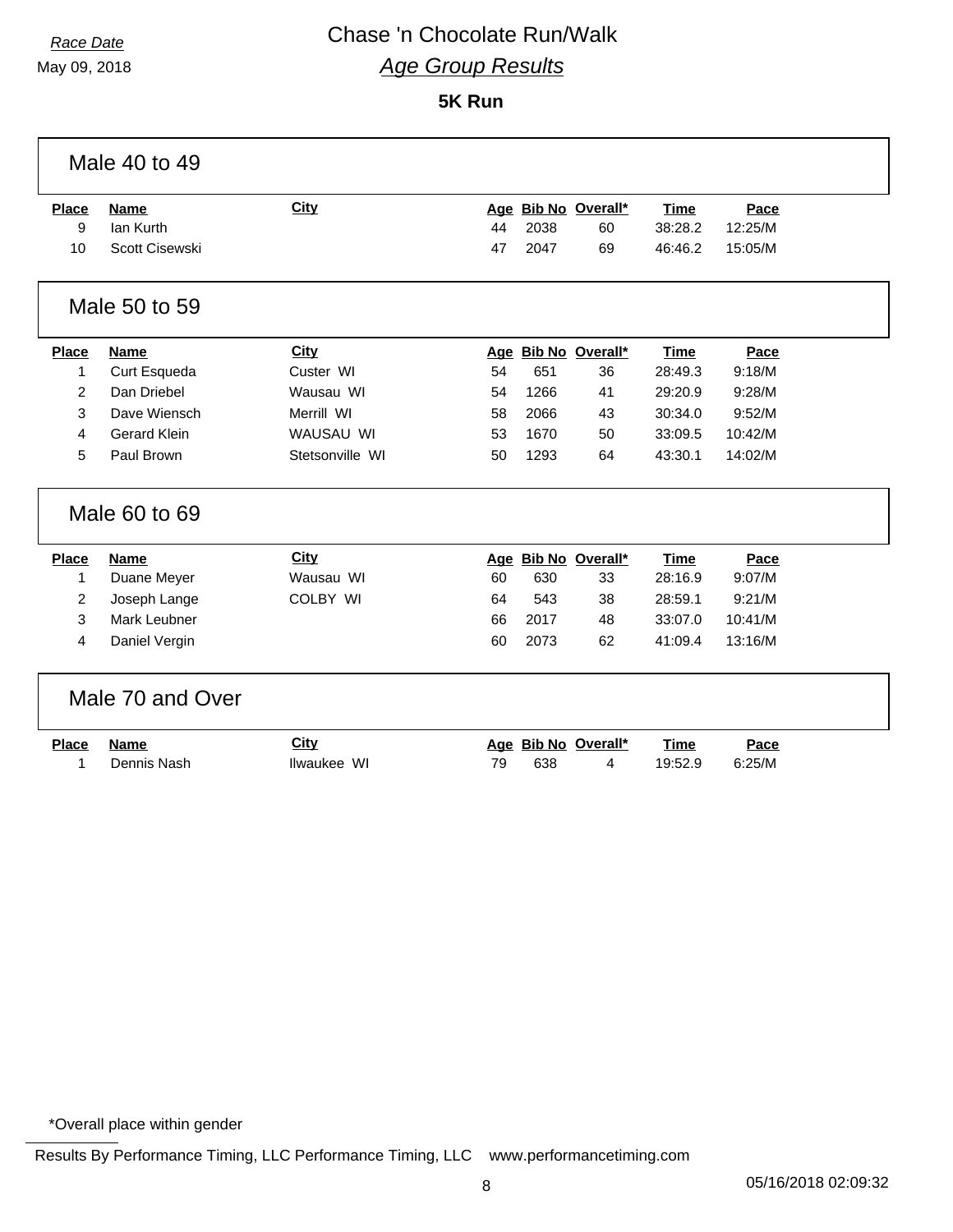*Race Date*

May 09, 2018

# Chase 'n Chocolate Run/Walk

## *Age Group Results*

### 5K Run

#### Male 40 to 49

| Place | Name | City | Age | Bib No | Overall* | Time | Pace |
|---|---|---|---|---|---|---|---|
| 9 | Ian Kurth | | 44 | 2038 | 60 | 38:28.2 | 12:25/M |
| 10 | Scott Cisewski | | 47 | 2047 | 69 | 46:46.2 | 15:05/M |

#### Male 50 to 59

| Place | Name | City | Age | Bib No | Overall* | Time | Pace |
|---|---|---|---|---|---|---|---|
| 1 | Curt Esqueda | Custer WI | 54 | 651 | 36 | 28:49.3 | 9:18/M |
| 2 | Dan Driebel | Wausau WI | 54 | 1266 | 41 | 29:20.9 | 9:28/M |
| 3 | Dave Wiensch | Merrill WI | 58 | 2066 | 43 | 30:34.0 | 9:52/M |
| 4 | Gerard Klein | WAUSAU WI | 53 | 1670 | 50 | 33:09.5 | 10:42/M |
| 5 | Paul Brown | Stetsonville WI | 50 | 1293 | 64 | 43:30.1 | 14:02/M |

#### Male 60 to 69

| Place | Name | City | Age | Bib No | Overall* | Time | Pace |
|---|---|---|---|---|---|---|---|
| 1 | Duane Meyer | Wausau WI | 60 | 630 | 33 | 28:16.9 | 9:07/M |
| 2 | Joseph Lange | COLBY WI | 64 | 543 | 38 | 28:59.1 | 9:21/M |
| 3 | Mark Leubner | | 66 | 2017 | 48 | 33:07.0 | 10:41/M |
| 4 | Daniel Vergin | | 60 | 2073 | 62 | 41:09.4 | 13:16/M |

#### Male 70 and Over

| Place | Name | City | Age | Bib No | Overall* | Time | Pace |
|---|---|---|---|---|---|---|---|
| 1 | Dennis Nash | Ilwaukee WI | 79 | 638 | 4 | 19:52.9 | 6:25/M |

*Overall place within gender

Results By Performance Timing, LLC Performance Timing, LLC www.performancetiming.com

05/16/2018 02:09:32